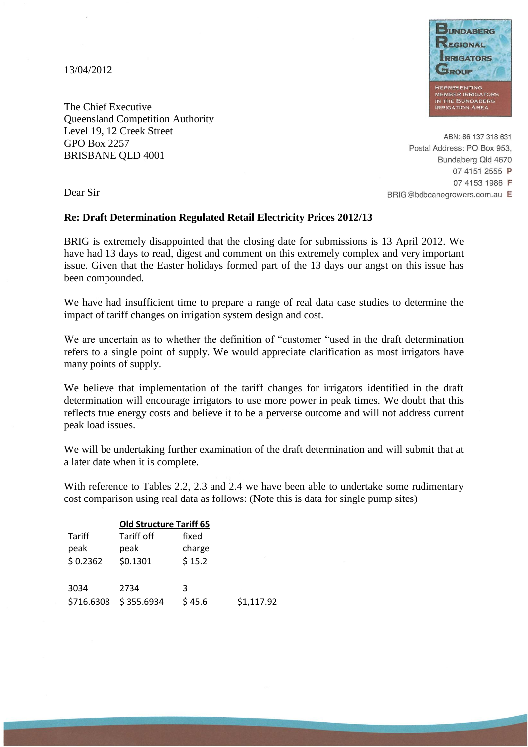13/04/2012

**BUNDABERG REGIONAL IRRIGATORS GROUP**

REPRESENTING MEMBER IRRIGATORS IN THE BUNDABERG IRRIGATION AREA

ABN: 86 137 318 631
Postal Address: PO Box 953,
Bundaberg Qld 4670
07 4151 2555 P
07 4153 1986 F
BRIG@bdbcanegrowers.com.au E

The Chief Executive
Queensland Competition Authority
Level 19, 12 Creek Street
GPO Box 2257
BRISBANE QLD 4001

Dear Sir

**Re: Draft Determination Regulated Retail Electricity Prices 2012/13**

BRIG is extremely disappointed that the closing date for submissions is 13 April 2012. We have had 13 days to read, digest and comment on this extremely complex and very important issue. Given that the Easter holidays formed part of the 13 days our angst on this issue has been compounded.

We have had insufficient time to prepare a range of real data case studies to determine the impact of tariff changes on irrigation system design and cost.

We are uncertain as to whether the definition of "customer "used in the draft determination refers to a single point of supply. We would appreciate clarification as most irrigators have many points of supply.

We believe that implementation of the tariff changes for irrigators identified in the draft determination will encourage irrigators to use more power in peak times. We doubt that this reflects true energy costs and believe it to be a perverse outcome and will not address current peak load issues.

We will be undertaking further examination of the draft determination and will submit that at a later date when it is complete.

With reference to Tables 2.2, 2.3 and 2.4 we have been able to undertake some rudimentary cost comparison using real data as follows: (Note this is data for single pump sites)

| | **Old Structure Tariff 65** | | |
|---|---|---|---|
| Tariff peak | Tariff off peak | fixed charge | |
| $ 0.2362 | $0.1301 | $ 15.2 | |
| 3034 | 2734 | 3 | |
| $716.6308 | $ 355.6934 | $ 45.6 | $1,117.92 |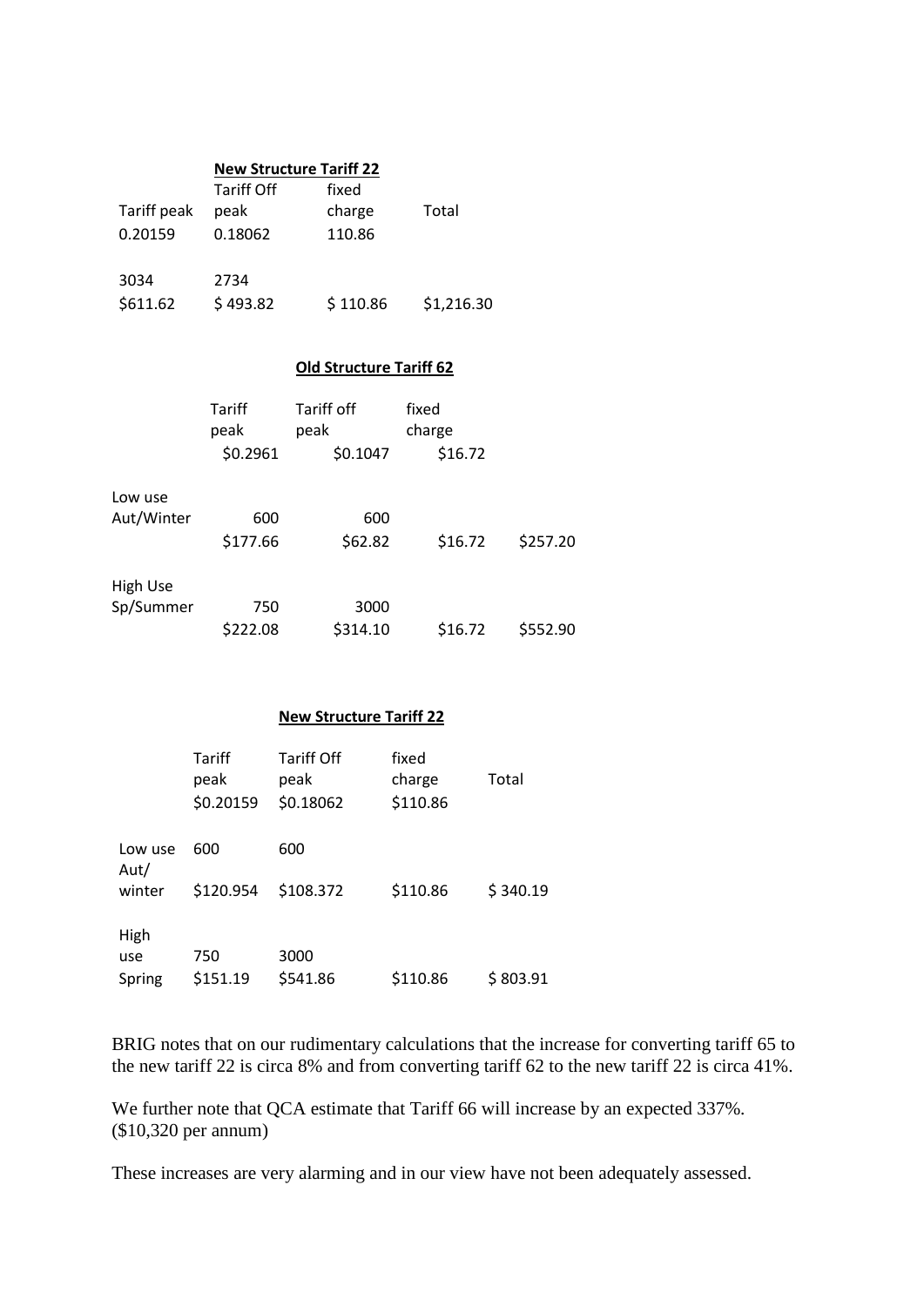**New Structure Tariff 22**

| Tariff peak | Tariff Off peak | fixed charge | Total |
|---|---|---|---|
| 0.20159 | 0.18062 | 110.86 | |
| 3034 | 2734 | | |
| $611.62 | $ 493.82 | $ 110.86 | $1,216.30 |

**Old Structure Tariff 62**

| | Tariff peak | Tariff off peak | fixed charge | |
|---|---|---|---|---|
| | $0.2961 | $0.1047 | $16.72 | |
| Low use Aut/Winter | 600 | 600 | | |
| | $177.66 | $62.82 | $16.72 | $257.20 |
| High Use Sp/Summer | 750 | 3000 | | |
| | $222.08 | $314.10 | $16.72 | $552.90 |

**New Structure Tariff 22**

| | Tariff peak | Tariff Off peak | fixed charge | Total |
|---|---|---|---|---|
| | $0.20159 | $0.18062 | $110.86 | |
| Low use Aut/ winter | 600 | 600 | | |
| | $120.954 | $108.372 | $110.86 | $ 340.19 |
| High use Spring | 750 | 3000 | | |
| | $151.19 | $541.86 | $110.86 | $ 803.91 |

BRIG notes that on our rudimentary calculations that the increase for converting tariff 65 to the new tariff 22 is circa 8% and from converting tariff 62 to the new tariff 22 is circa 41%.

We further note that QCA estimate that Tariff 66 will increase by an expected 337%. ($10,320 per annum)

These increases are very alarming and in our view have not been adequately assessed.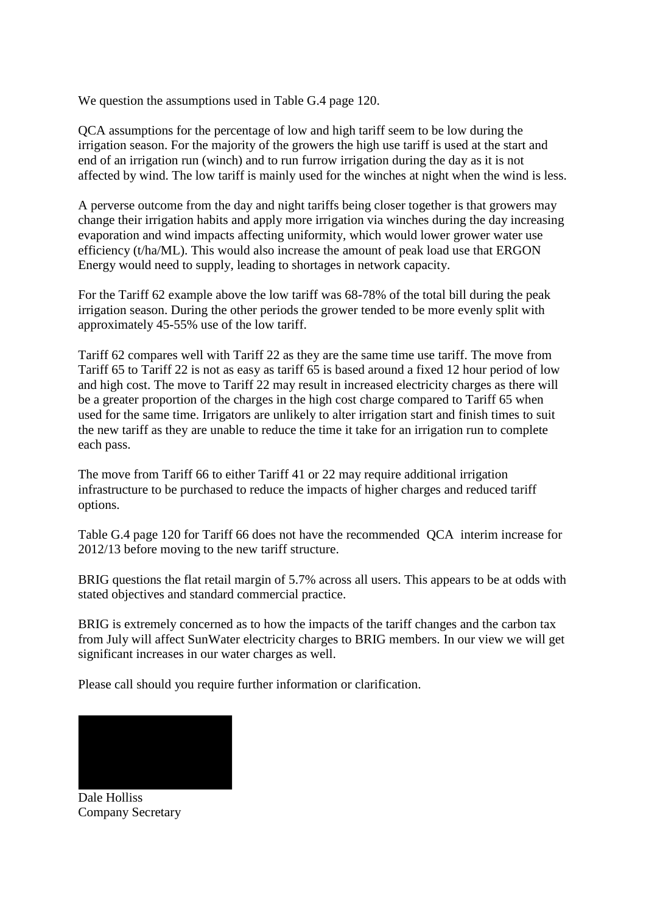We question the assumptions used in Table G.4 page 120.

QCA assumptions for the percentage of low and high tariff seem to be low during the irrigation season. For the majority of the growers the high use tariff is used at the start and end of an irrigation run (winch) and to run furrow irrigation during the day as it is not affected by wind. The low tariff is mainly used for the winches at night when the wind is less.

A perverse outcome from the day and night tariffs being closer together is that growers may change their irrigation habits and apply more irrigation via winches during the day increasing evaporation and wind impacts affecting uniformity, which would lower grower water use efficiency (t/ha/ML). This would also increase the amount of peak load use that ERGON Energy would need to supply, leading to shortages in network capacity.

For the Tariff 62 example above the low tariff was 68-78% of the total bill during the peak irrigation season. During the other periods the grower tended to be more evenly split with approximately 45-55% use of the low tariff.

Tariff 62 compares well with Tariff 22 as they are the same time use tariff. The move from Tariff 65 to Tariff 22 is not as easy as tariff 65 is based around a fixed 12 hour period of low and high cost. The move to Tariff 22 may result in increased electricity charges as there will be a greater proportion of the charges in the high cost charge compared to Tariff 65 when used for the same time. Irrigators are unlikely to alter irrigation start and finish times to suit the new tariff as they are unable to reduce the time it take for an irrigation run to complete each pass.

The move from Tariff 66 to either Tariff 41 or 22 may require additional irrigation infrastructure to be purchased to reduce the impacts of higher charges and reduced tariff options.

Table G.4 page 120 for Tariff 66 does not have the recommended QCA interim increase for 2012/13 before moving to the new tariff structure.

BRIG questions the flat retail margin of 5.7% across all users. This appears to be at odds with stated objectives and standard commercial practice.

BRIG is extremely concerned as to how the impacts of the tariff changes and the carbon tax from July will affect SunWater electricity charges to BRIG members. In our view we will get significant increases in our water charges as well.

Please call should you require further information or clarification.

Dale Holliss
Company Secretary